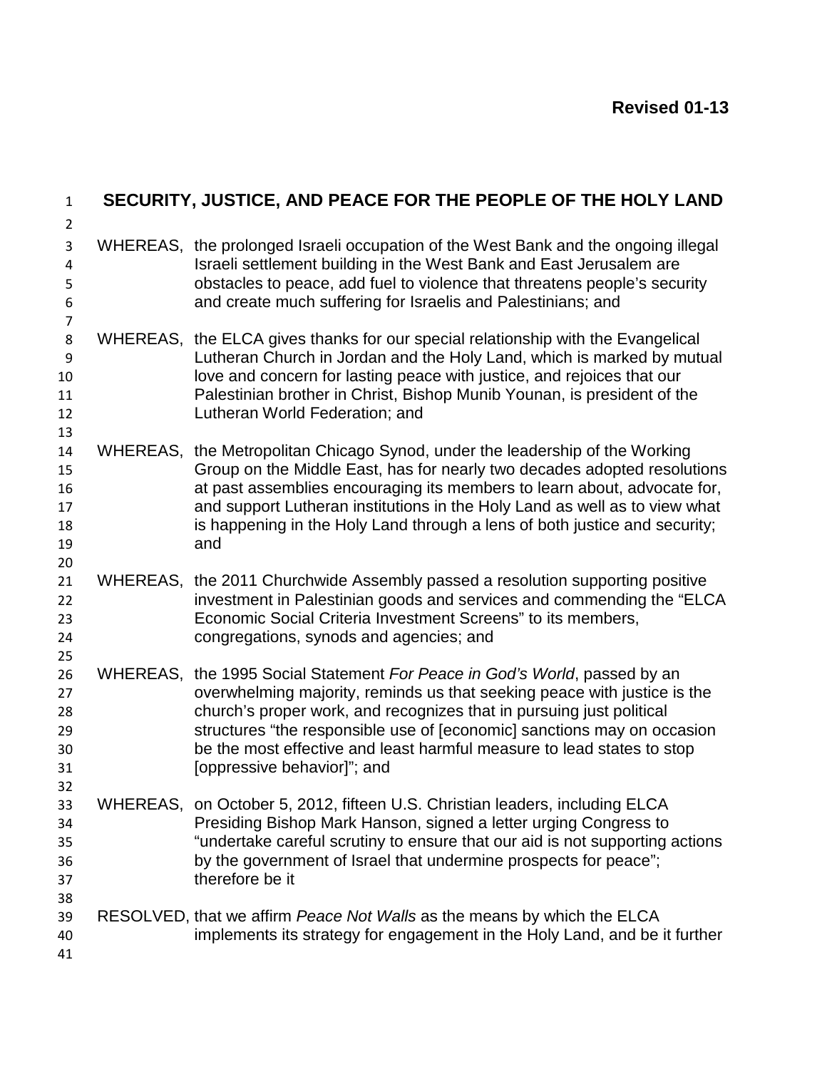**Revised 01-13**

# SECURITY, JUSTICE, AND PEACE FOR THE PEOPLE OF THE HOLY LAND

WHEREAS, the prolonged Israeli occupation of the West Bank and the ongoing illegal Israeli settlement building in the West Bank and East Jerusalem are obstacles to peace, add fuel to violence that threatens people's security and create much suffering for Israelis and Palestinians; and

WHEREAS, the ELCA gives thanks for our special relationship with the Evangelical Lutheran Church in Jordan and the Holy Land, which is marked by mutual love and concern for lasting peace with justice, and rejoices that our Palestinian brother in Christ, Bishop Munib Younan, is president of the Lutheran World Federation; and

WHEREAS, the Metropolitan Chicago Synod, under the leadership of the Working Group on the Middle East, has for nearly two decades adopted resolutions at past assemblies encouraging its members to learn about, advocate for, and support Lutheran institutions in the Holy Land as well as to view what is happening in the Holy Land through a lens of both justice and security; and

WHEREAS, the 2011 Churchwide Assembly passed a resolution supporting positive investment in Palestinian goods and services and commending the "ELCA Economic Social Criteria Investment Screens" to its members, congregations, synods and agencies; and

WHEREAS, the 1995 Social Statement *For Peace in God's World*, passed by an overwhelming majority, reminds us that seeking peace with justice is the church's proper work, and recognizes that in pursuing just political structures "the responsible use of [economic] sanctions may on occasion be the most effective and least harmful measure to lead states to stop [oppressive behavior]"; and

WHEREAS, on October 5, 2012, fifteen U.S. Christian leaders, including ELCA Presiding Bishop Mark Hanson, signed a letter urging Congress to "undertake careful scrutiny to ensure that our aid is not supporting actions by the government of Israel that undermine prospects for peace"; therefore be it

RESOLVED, that we affirm *Peace Not Walls* as the means by which the ELCA implements its strategy for engagement in the Holy Land, and be it further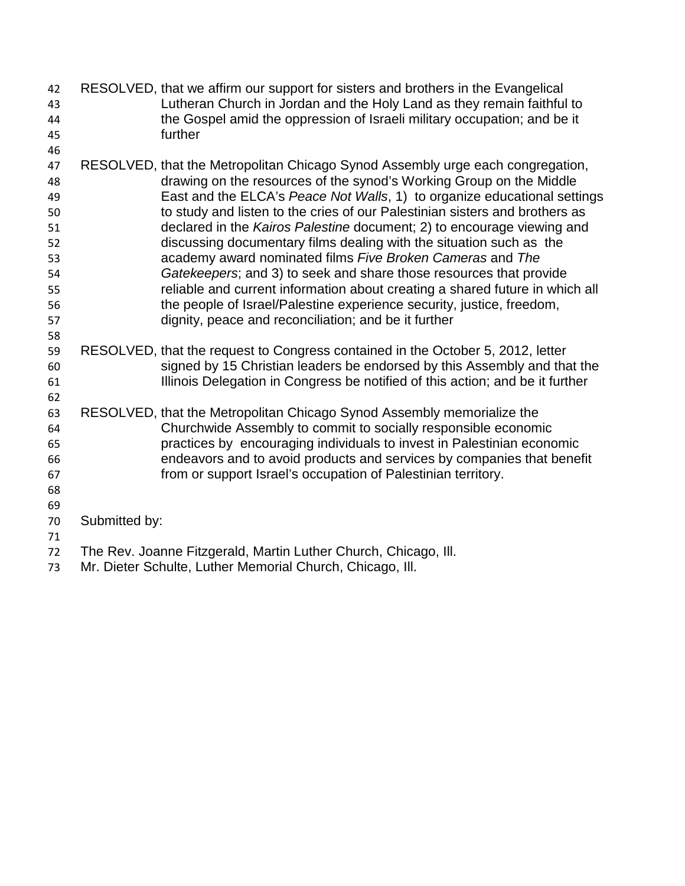RESOLVED, that we affirm our support for sisters and brothers in the Evangelical Lutheran Church in Jordan and the Holy Land as they remain faithful to the Gospel amid the oppression of Israeli military occupation; and be it further

RESOLVED, that the Metropolitan Chicago Synod Assembly urge each congregation, drawing on the resources of the synod's Working Group on the Middle East and the ELCA's *Peace Not Walls*, 1) to organize educational settings to study and listen to the cries of our Palestinian sisters and brothers as declared in the *Kairos Palestine* document; 2) to encourage viewing and discussing documentary films dealing with the situation such as the academy award nominated films *Five Broken Cameras* and *The Gatekeepers*; and 3) to seek and share those resources that provide reliable and current information about creating a shared future in which all the people of Israel/Palestine experience security, justice, freedom, dignity, peace and reconciliation; and be it further

RESOLVED, that the request to Congress contained in the October 5, 2012, letter signed by 15 Christian leaders be endorsed by this Assembly and that the Illinois Delegation in Congress be notified of this action; and be it further

RESOLVED, that the Metropolitan Chicago Synod Assembly memorialize the Churchwide Assembly to commit to socially responsible economic practices by encouraging individuals to invest in Palestinian economic endeavors and to avoid products and services by companies that benefit from or support Israel's occupation of Palestinian territory.

Submitted by:

The Rev. Joanne Fitzgerald, Martin Luther Church, Chicago, Ill.
Mr. Dieter Schulte, Luther Memorial Church, Chicago, Ill.